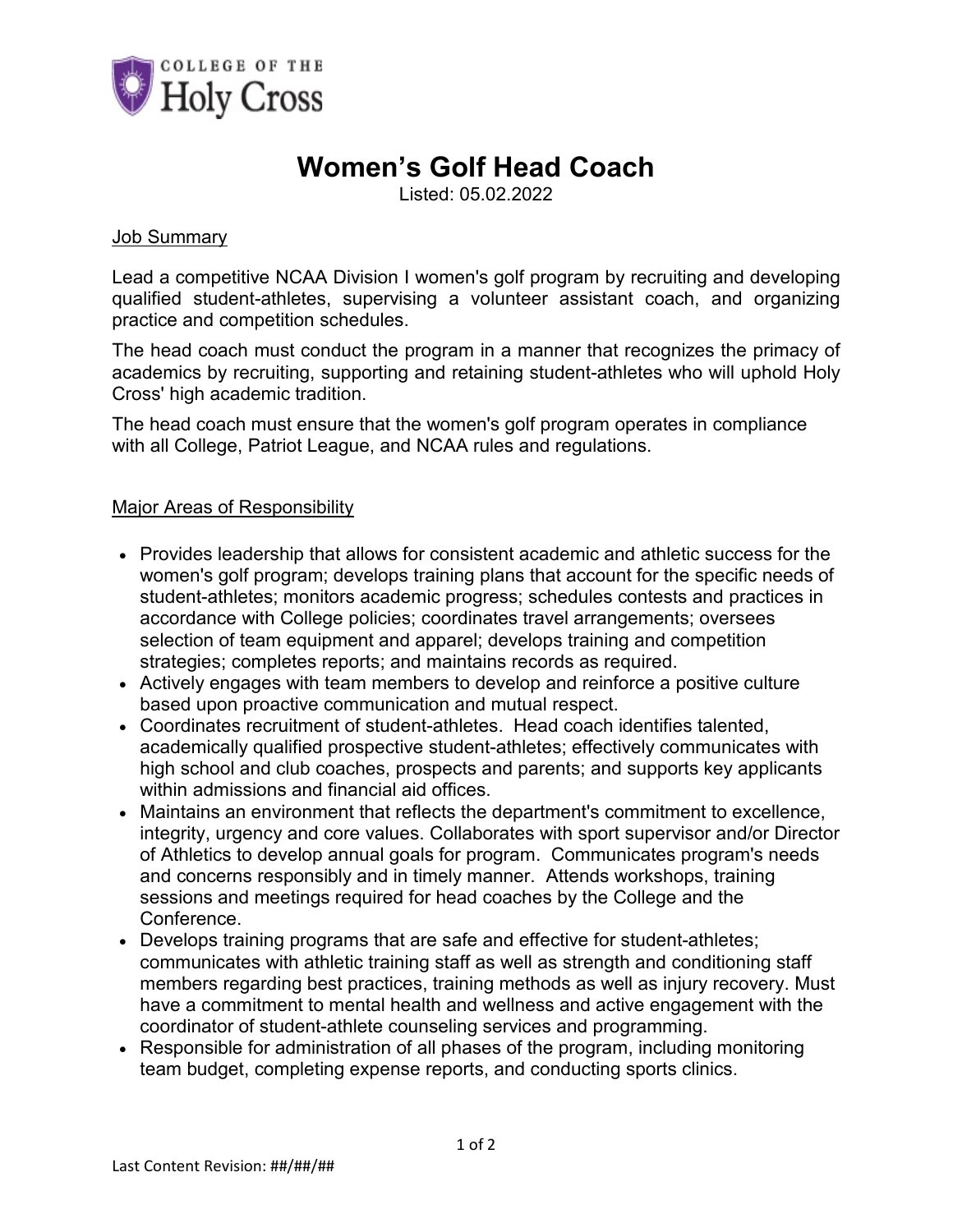# Women's Golf Head Coach

Listed: 05.02.2022

## Job Summary

Lead a competitive NCAA Division I women's golf program by recruiting and developing qualified student-athletes, supervising a volunteer assistant coach, and organizing practice and competition schedules.

The head coach must conduct the program in a manner that recognizes the primacy of academics by recruiting, supporting and retaining student-athletes who will uphold Holy Cross' high academic tradition.

The head coach must ensure that the women's golf program operates in compliance with all College, Patriot League, and NCAA rules and regulations.

## Major Areas of Responsibility

- Provides leadership that allows for consistent academic and athletic success for the women's golf program; develops training plans that account for the specific needs of student-athletes; monitors academic progress; schedules contests and practices in accordance with College policies; coordinates travel arrangements; oversees selection of team equipment and apparel; develops training and competition strategies; completes reports; and maintains records as required.
- Actively engages with team members to develop and reinforce a positive culture based upon proactive communication and mutual respect.
- Coordinates recruitment of student-athletes. Head coach identifies talented, academically qualified prospective student-athletes; effectively communicates with high school and club coaches, prospects and parents; and supports key applicants within admissions and financial aid offices.
- Maintains an environment that reflects the department's commitment to excellence, integrity, urgency and core values. Collaborates with sport supervisor and/or Director of Athletics to develop annual goals for program. Communicates program's needs and concerns responsibly and in timely manner. Attends workshops, training sessions and meetings required for head coaches by the College and the Conference.
- Develops training programs that are safe and effective for student-athletes; communicates with athletic training staff as well as strength and conditioning staff members regarding best practices, training methods as well as injury recovery. Must have a commitment to mental health and wellness and active engagement with the coordinator of student-athlete counseling services and programming.
- Responsible for administration of all phases of the program, including monitoring team budget, completing expense reports, and conducting sports clinics.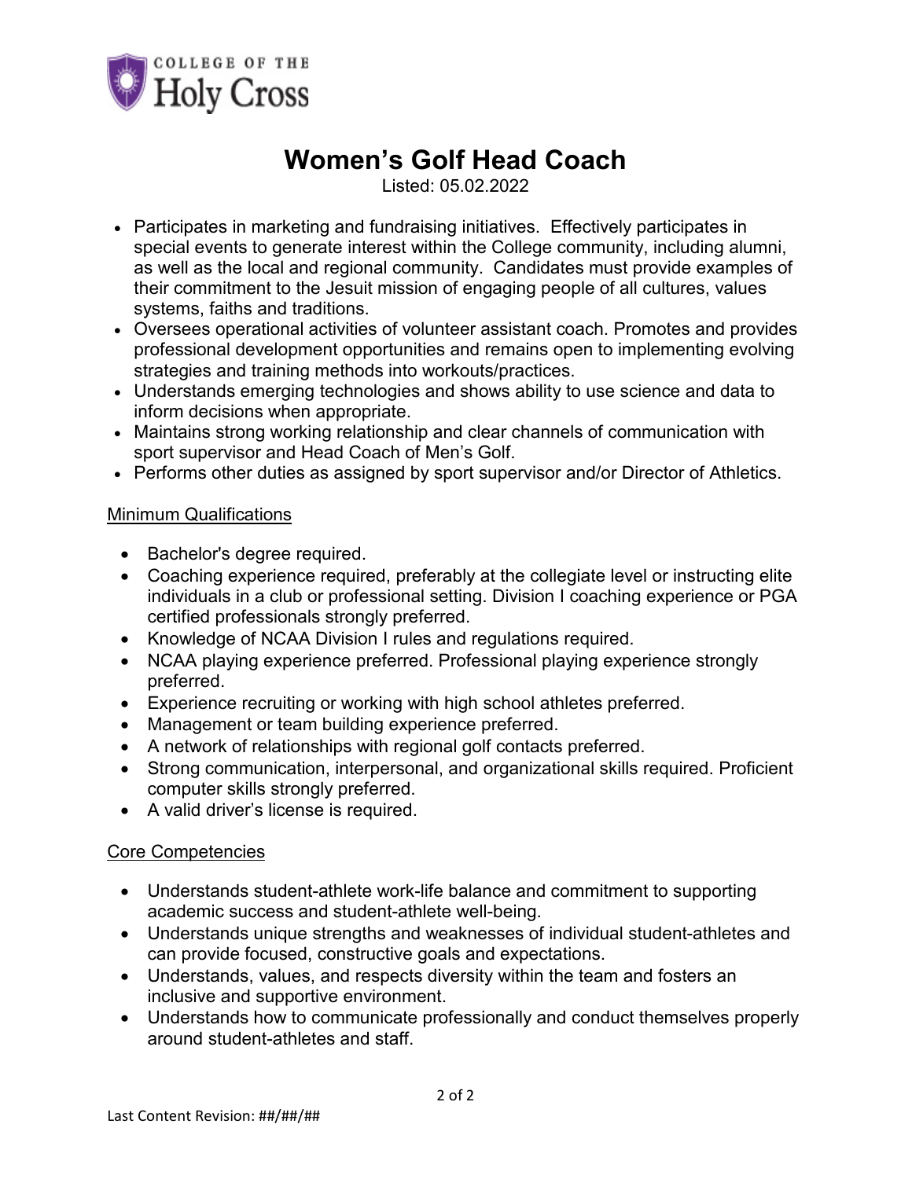# Women's Golf Head Coach

Listed: 05.02.2022

- Participates in marketing and fundraising initiatives. Effectively participates in special events to generate interest within the College community, including alumni, as well as the local and regional community. Candidates must provide examples of their commitment to the Jesuit mission of engaging people of all cultures, values systems, faiths and traditions.
- Oversees operational activities of volunteer assistant coach. Promotes and provides professional development opportunities and remains open to implementing evolving strategies and training methods into workouts/practices.
- Understands emerging technologies and shows ability to use science and data to inform decisions when appropriate.
- Maintains strong working relationship and clear channels of communication with sport supervisor and Head Coach of Men's Golf.
- Performs other duties as assigned by sport supervisor and/or Director of Athletics.

## Minimum Qualifications

- Bachelor's degree required.
- Coaching experience required, preferably at the collegiate level or instructing elite individuals in a club or professional setting. Division I coaching experience or PGA certified professionals strongly preferred.
- Knowledge of NCAA Division I rules and regulations required.
- NCAA playing experience preferred. Professional playing experience strongly preferred.
- Experience recruiting or working with high school athletes preferred.
- Management or team building experience preferred.
- A network of relationships with regional golf contacts preferred.
- Strong communication, interpersonal, and organizational skills required. Proficient computer skills strongly preferred.
- A valid driver's license is required.

## Core Competencies

- Understands student-athlete work-life balance and commitment to supporting academic success and student-athlete well-being.
- Understands unique strengths and weaknesses of individual student-athletes and can provide focused, constructive goals and expectations.
- Understands, values, and respects diversity within the team and fosters an inclusive and supportive environment.
- Understands how to communicate professionally and conduct themselves properly around student-athletes and staff.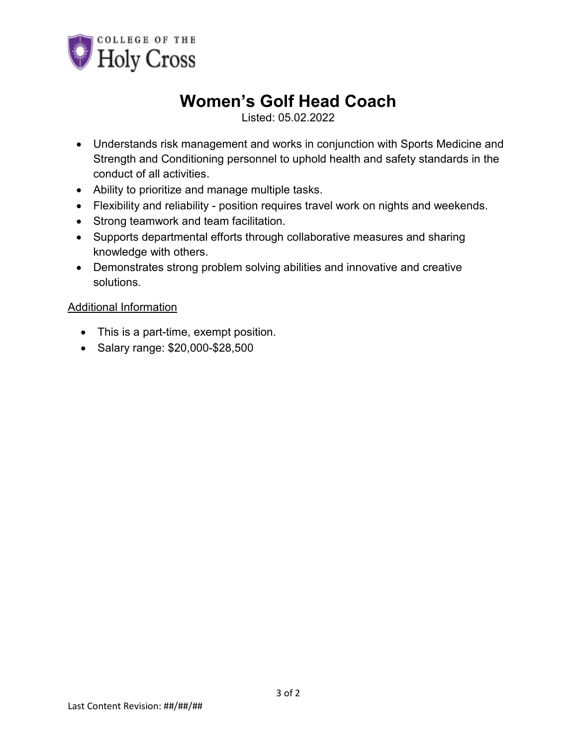# Women's Golf Head Coach

Listed: 05.02.2022

- Understands risk management and works in conjunction with Sports Medicine and Strength and Conditioning personnel to uphold health and safety standards in the conduct of all activities.
- Ability to prioritize and manage multiple tasks.
- Flexibility and reliability - position requires travel work on nights and weekends.
- Strong teamwork and team facilitation.
- Supports departmental efforts through collaborative measures and sharing knowledge with others.
- Demonstrates strong problem solving abilities and innovative and creative solutions.

Additional Information

- This is a part-time, exempt position.
- Salary range: $20,000-$28,500